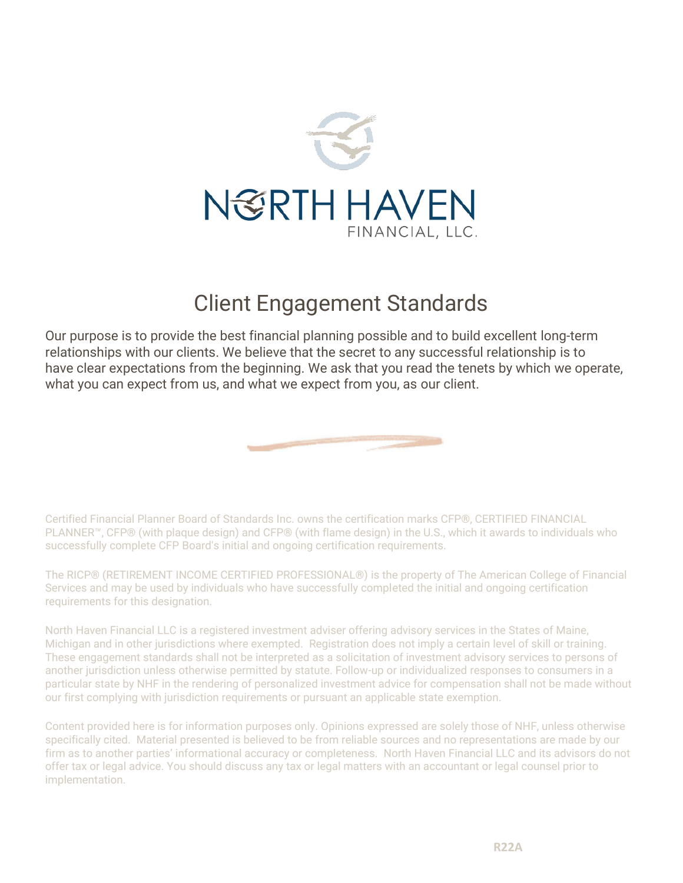# NORTH HAVEN

FINANCIAL, LLC.

## Client Engagement Standards

Our purpose is to provide the best financial planning possible and to build excellent long-term relationships with our clients. We believe that the secret to any successful relationship is to have clear expectations from the beginning. We ask that you read the tenets by which we operate, what you can expect from us, and what we expect from you, as our client.

Certified Financial Planner Board of Standards Inc. owns the certification marks CFP®, CERTIFIED FINANCIAL PLANNER™, CFP® (with plaque design) and CFP® (with flame design) in the U.S., which it awards to individuals who successfully complete CFP Board's initial and ongoing certification requirements.

The RICP® (RETIREMENT INCOME CERTIFIED PROFESSIONAL®) is the property of The American College of Financial Services and may be used by individuals who have successfully completed the initial and ongoing certification requirements for this designation.

North Haven Financial LLC is a registered investment adviser offering advisory services in the States of Maine, Michigan and in other jurisdictions where exempted. Registration does not imply a certain level of skill or training. These engagement standards shall not be interpreted as a solicitation of investment advisory services to persons of another jurisdiction unless otherwise permitted by statute. Follow-up or individualized responses to consumers in a particular state by NHF in the rendering of personalized investment advice for compensation shall not be made without our first complying with jurisdiction requirements or pursuant an applicable state exemption.

Content provided here is for information purposes only. Opinions expressed are solely those of NHF, unless otherwise specifically cited. Material presented is believed to be from reliable sources and no representations are made by our firm as to another parties' informational accuracy or completeness. North Haven Financial LLC and its advisors do not offer tax or legal advice. You should discuss any tax or legal matters with an accountant or legal counsel prior to implementation.

R22A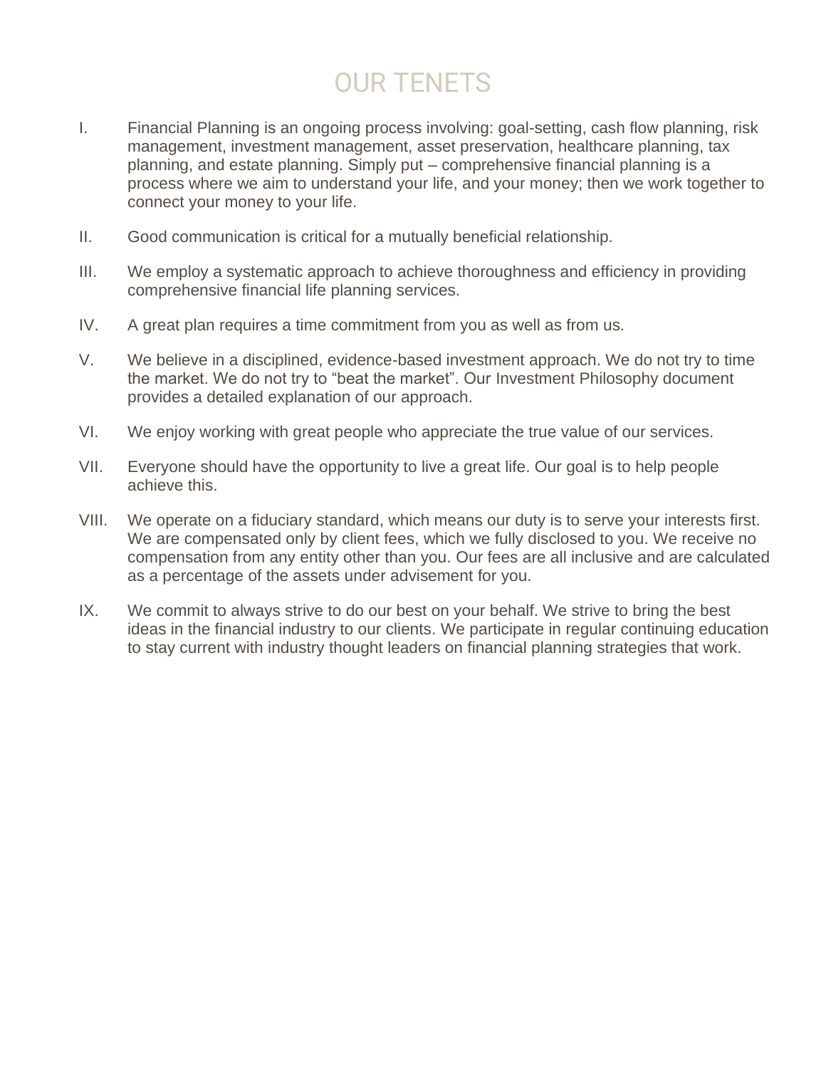# OUR TENETS

I. Financial Planning is an ongoing process involving: goal-setting, cash flow planning, risk management, investment management, asset preservation, healthcare planning, tax planning, and estate planning. Simply put – comprehensive financial planning is a process where we aim to understand your life, and your money; then we work together to connect your money to your life.

II. Good communication is critical for a mutually beneficial relationship.

III. We employ a systematic approach to achieve thoroughness and efficiency in providing comprehensive financial life planning services.

IV. A great plan requires a time commitment from you as well as from us.

V. We believe in a disciplined, evidence-based investment approach. We do not try to time the market. We do not try to "beat the market". Our Investment Philosophy document provides a detailed explanation of our approach.

VI. We enjoy working with great people who appreciate the true value of our services.

VII. Everyone should have the opportunity to live a great life. Our goal is to help people achieve this.

VIII. We operate on a fiduciary standard, which means our duty is to serve your interests first. We are compensated only by client fees, which we fully disclosed to you. We receive no compensation from any entity other than you. Our fees are all inclusive and are calculated as a percentage of the assets under advisement for you.

IX. We commit to always strive to do our best on your behalf. We strive to bring the best ideas in the financial industry to our clients. We participate in regular continuing education to stay current with industry thought leaders on financial planning strategies that work.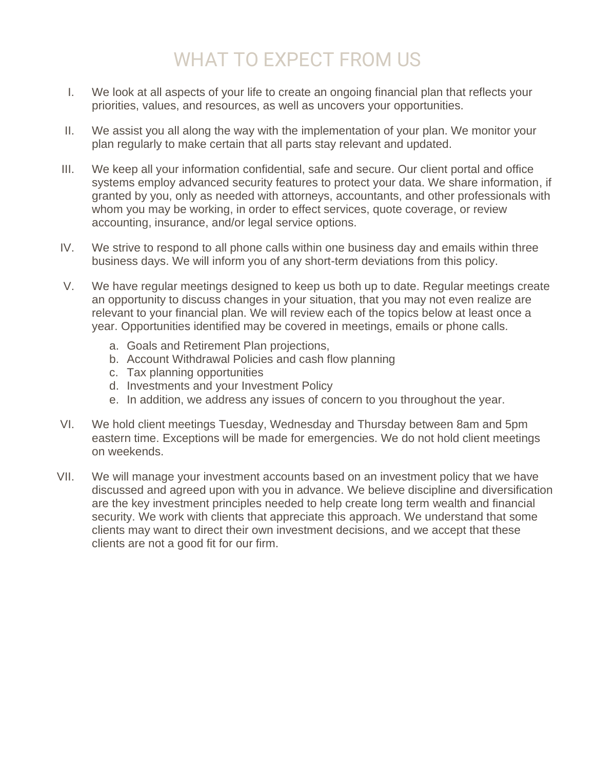# WHAT TO EXPECT FROM US

I. We look at all aspects of your life to create an ongoing financial plan that reflects your priorities, values, and resources, as well as uncovers your opportunities.

II. We assist you all along the way with the implementation of your plan. We monitor your plan regularly to make certain that all parts stay relevant and updated.

III. We keep all your information confidential, safe and secure. Our client portal and office systems employ advanced security features to protect your data. We share information, if granted by you, only as needed with attorneys, accountants, and other professionals with whom you may be working, in order to effect services, quote coverage, or review accounting, insurance, and/or legal service options.

IV. We strive to respond to all phone calls within one business day and emails within three business days. We will inform you of any short-term deviations from this policy.

V. We have regular meetings designed to keep us both up to date. Regular meetings create an opportunity to discuss changes in your situation, that you may not even realize are relevant to your financial plan. We will review each of the topics below at least once a year. Opportunities identified may be covered in meetings, emails or phone calls.

   a. Goals and Retirement Plan projections,
   b. Account Withdrawal Policies and cash flow planning
   c. Tax planning opportunities
   d. Investments and your Investment Policy
   e. In addition, we address any issues of concern to you throughout the year.

VI. We hold client meetings Tuesday, Wednesday and Thursday between 8am and 5pm eastern time. Exceptions will be made for emergencies. We do not hold client meetings on weekends.

VII. We will manage your investment accounts based on an investment policy that we have discussed and agreed upon with you in advance. We believe discipline and diversification are the key investment principles needed to help create long term wealth and financial security. We work with clients that appreciate this approach. We understand that some clients may want to direct their own investment decisions, and we accept that these clients are not a good fit for our firm.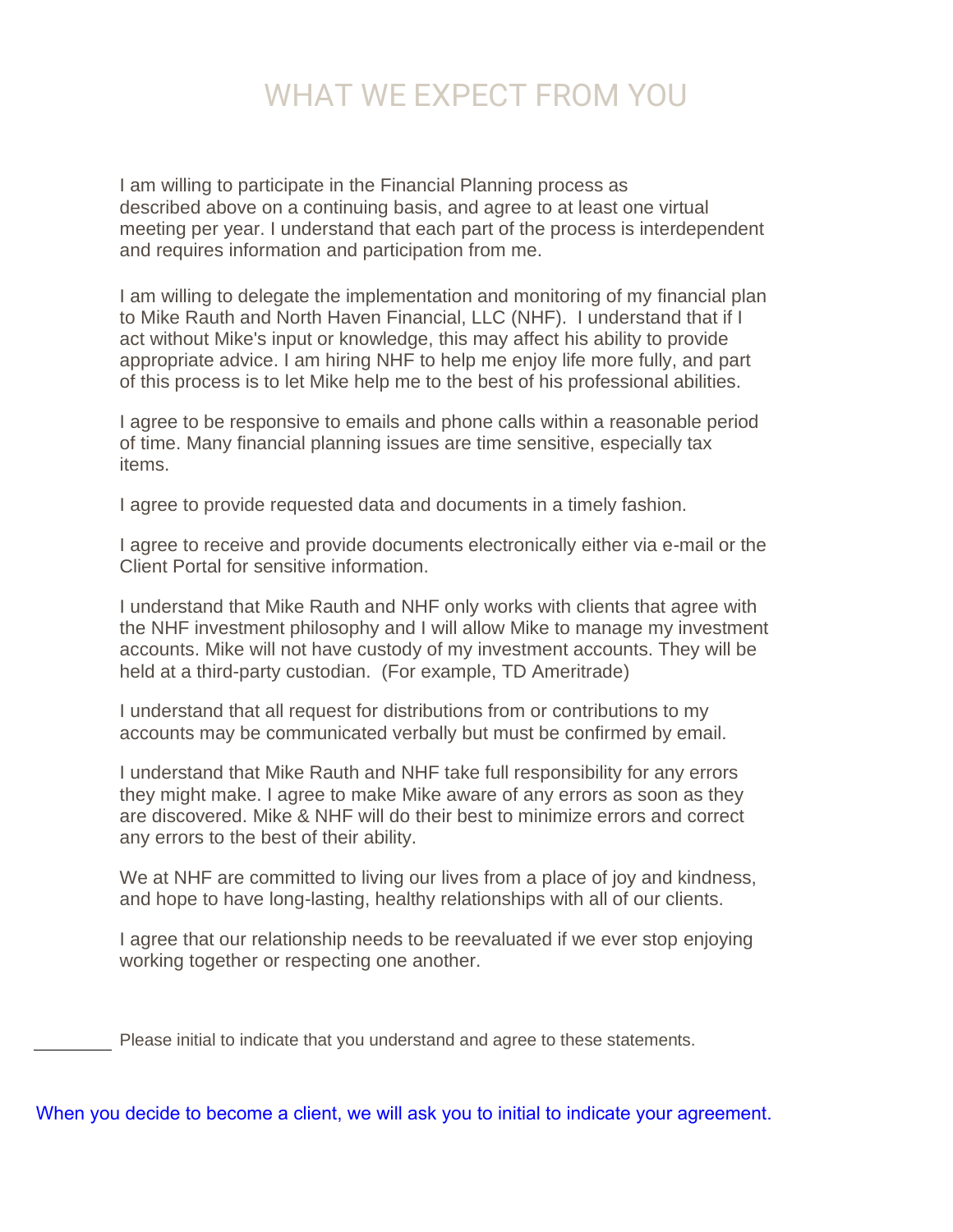# WHAT WE EXPECT FROM YOU

I am willing to participate in the Financial Planning process as described above on a continuing basis, and agree to at least one virtual meeting per year. I understand that each part of the process is interdependent and requires information and participation from me.

I am willing to delegate the implementation and monitoring of my financial plan to Mike Rauth and North Haven Financial, LLC (NHF). I understand that if I act without Mike's input or knowledge, this may affect his ability to provide appropriate advice. I am hiring NHF to help me enjoy life more fully, and part of this process is to let Mike help me to the best of his professional abilities.

I agree to be responsive to emails and phone calls within a reasonable period of time. Many financial planning issues are time sensitive, especially tax items.

I agree to provide requested data and documents in a timely fashion.

I agree to receive and provide documents electronically either via e-mail or the Client Portal for sensitive information.

I understand that Mike Rauth and NHF only works with clients that agree with the NHF investment philosophy and I will allow Mike to manage my investment accounts. Mike will not have custody of my investment accounts. They will be held at a third-party custodian. (For example, TD Ameritrade)

I understand that all request for distributions from or contributions to my accounts may be communicated verbally but must be confirmed by email.

I understand that Mike Rauth and NHF take full responsibility for any errors they might make. I agree to make Mike aware of any errors as soon as they are discovered. Mike & NHF will do their best to minimize errors and correct any errors to the best of their ability.

We at NHF are committed to living our lives from a place of joy and kindness, and hope to have long-lasting, healthy relationships with all of our clients.

I agree that our relationship needs to be reevaluated if we ever stop enjoying working together or respecting one another.

________ Please initial to indicate that you understand and agree to these statements.

When you decide to become a client, we will ask you to initial to indicate your agreement.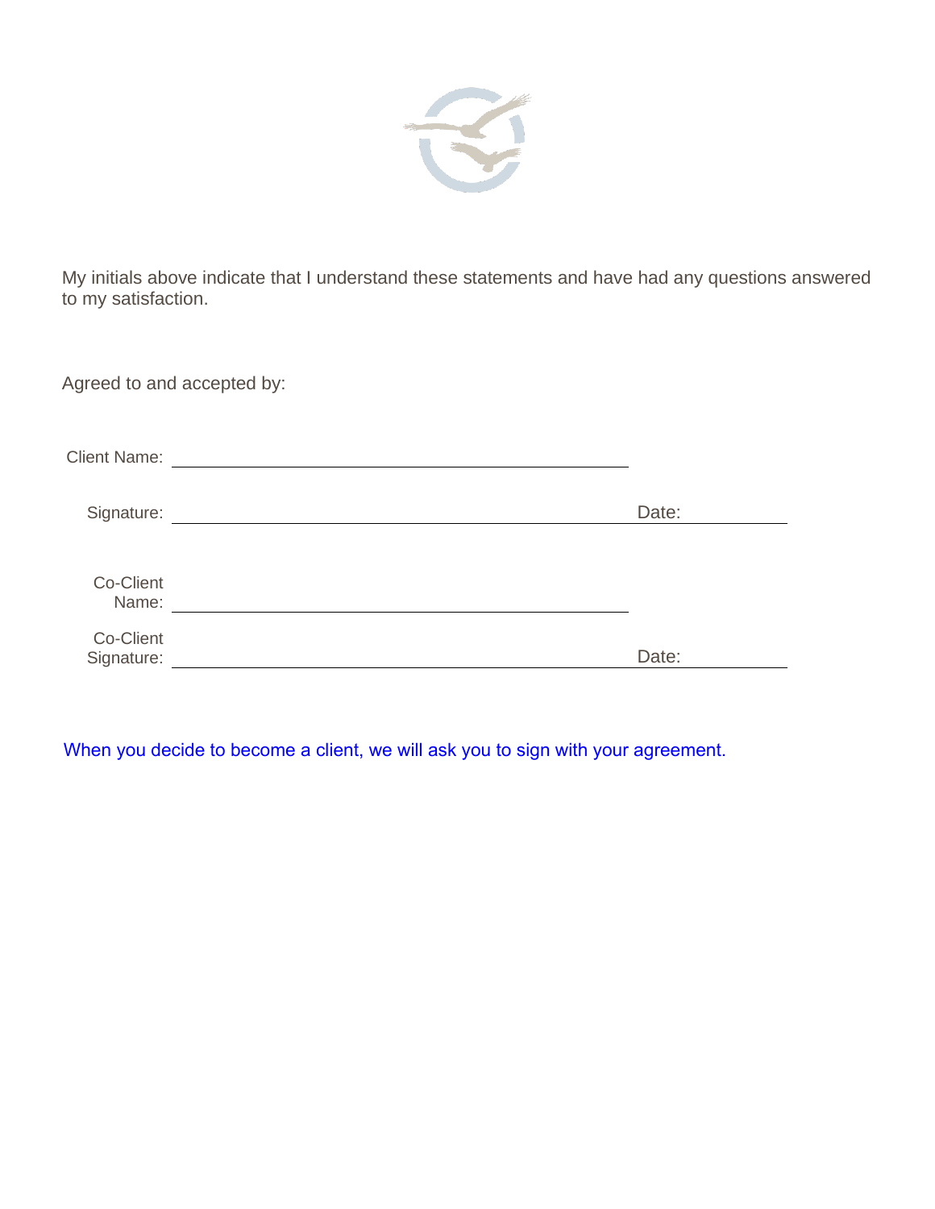My initials above indicate that I understand these statements and have had any questions answered to my satisfaction.

Agreed to and accepted by:

Client Name: ______________________________

Signature: ______________________________ Date: ____________

Co-Client Name: ______________________________

Co-Client Signature: ______________________________ Date: ____________

When you decide to become a client, we will ask you to sign with your agreement.